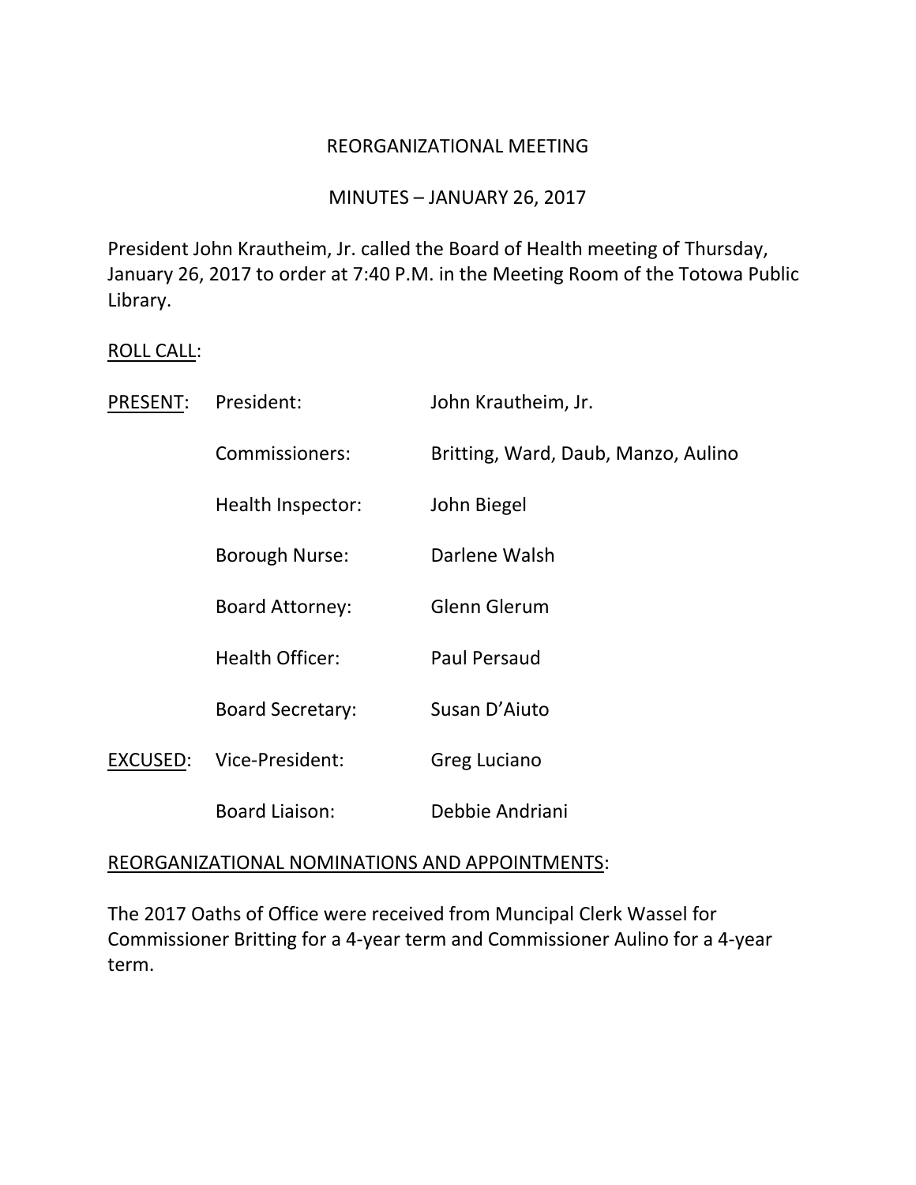# REORGANIZATIONAL MEETING

## MINUTES – JANUARY 26, 2017

President John Krautheim, Jr. called the Board of Health meeting of Thursday, January 26, 2017 to order at 7:40 P.M. in the Meeting Room of the Totowa Public Library.

ROLL CALL:

| | | |
|---|---|---|
| PRESENT: | President: | John Krautheim, Jr. |
| | Commissioners: | Britting, Ward, Daub, Manzo, Aulino |
| | Health Inspector: | John Biegel |
| | Borough Nurse: | Darlene Walsh |
| | Board Attorney: | Glenn Glerum |
| | Health Officer: | Paul Persaud |
| | Board Secretary: | Susan D'Aiuto |
| EXCUSED: | Vice-President: | Greg Luciano |
| | Board Liaison: | Debbie Andriani |

REORGANIZATIONAL NOMINATIONS AND APPOINTMENTS:

The 2017 Oaths of Office were received from Muncipal Clerk Wassel for Commissioner Britting for a 4-year term and Commissioner Aulino for a 4-year term.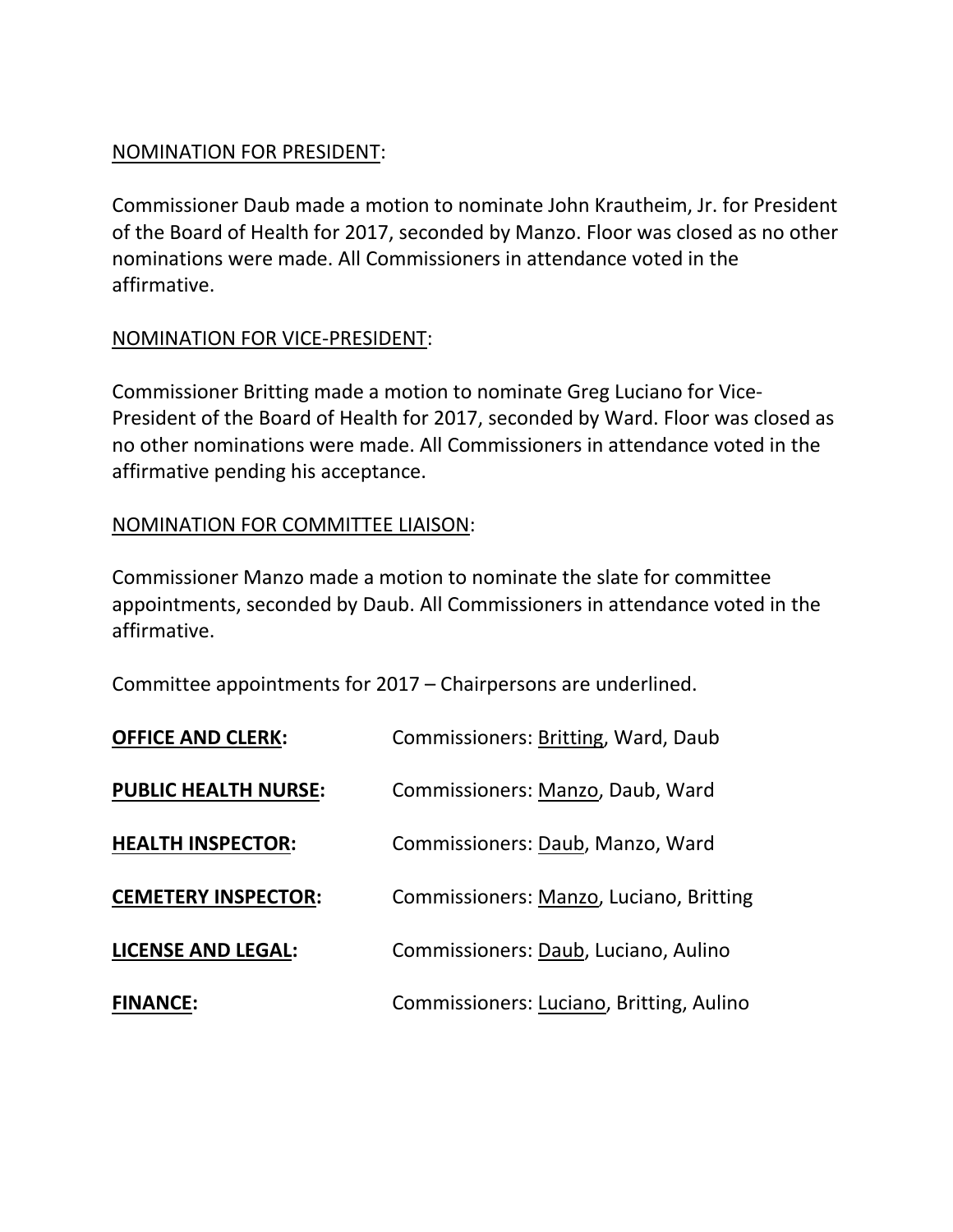<u>NOMINATION FOR PRESIDENT</u>:

Commissioner Daub made a motion to nominate John Krautheim, Jr. for President of the Board of Health for 2017, seconded by Manzo. Floor was closed as no other nominations were made. All Commissioners in attendance voted in the affirmative.

<u>NOMINATION FOR VICE-PRESIDENT</u>:

Commissioner Britting made a motion to nominate Greg Luciano for Vice-President of the Board of Health for 2017, seconded by Ward. Floor was closed as no other nominations were made. All Commissioners in attendance voted in the affirmative pending his acceptance.

<u>NOMINATION FOR COMMITTEE LIAISON</u>:

Commissioner Manzo made a motion to nominate the slate for committee appointments, seconded by Daub. All Commissioners in attendance voted in the affirmative.

Committee appointments for 2017 – Chairpersons are underlined.

| | |
|---|---|
| **<u>OFFICE AND CLERK</u>:** | Commissioners: <u>Britting</u>, Ward, Daub |
| **<u>PUBLIC HEALTH NURSE</u>:** | Commissioners: <u>Manzo</u>, Daub, Ward |
| **<u>HEALTH INSPECTOR</u>:** | Commissioners: <u>Daub</u>, Manzo, Ward |
| **<u>CEMETERY INSPECTOR</u>:** | Commissioners: <u>Manzo</u>, Luciano, Britting |
| **<u>LICENSE AND LEGAL</u>:** | Commissioners: <u>Daub</u>, Luciano, Aulino |
| **<u>FINANCE</u>:** | Commissioners: <u>Luciano</u>, Britting, Aulino |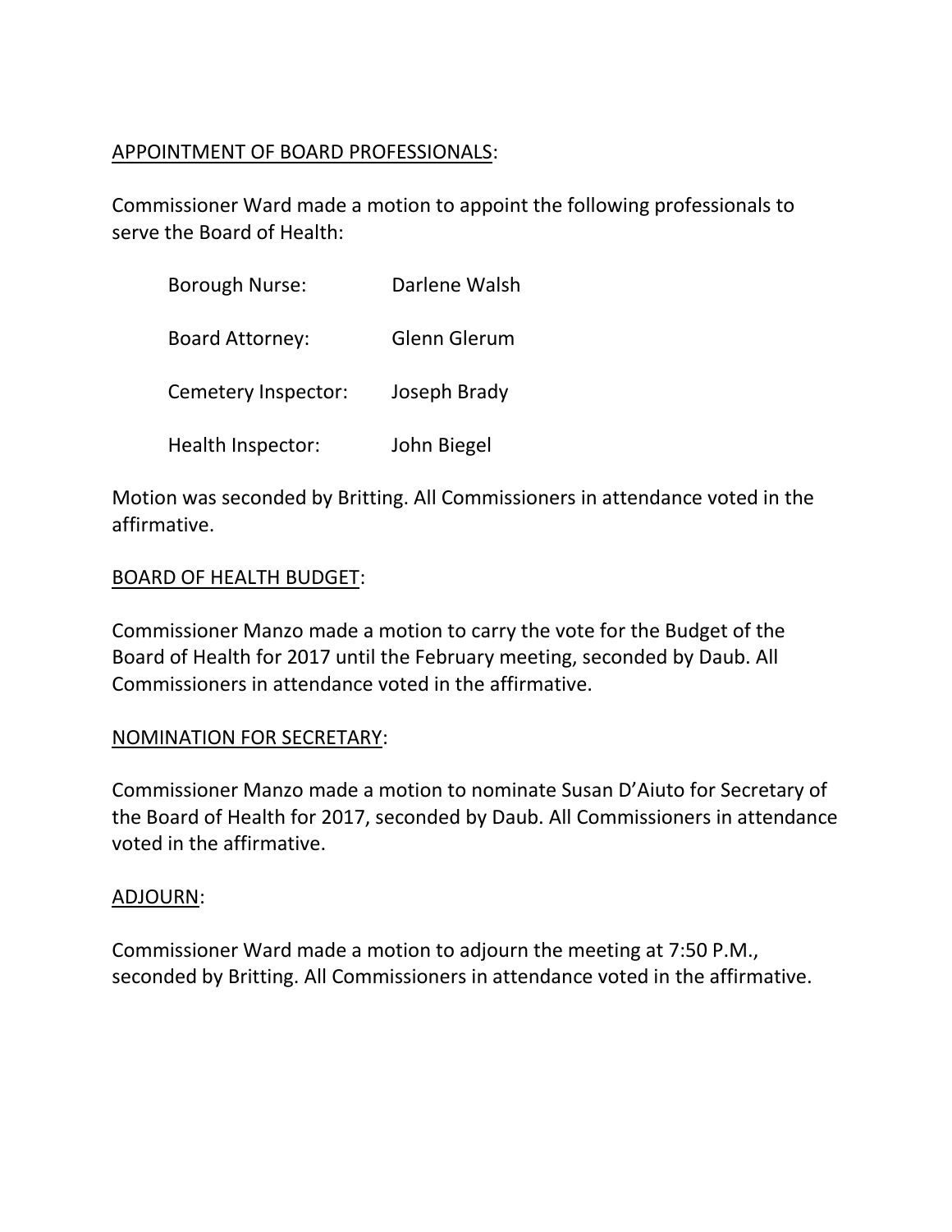APPOINTMENT OF BOARD PROFESSIONALS:

Commissioner Ward made a motion to appoint the following professionals to serve the Board of Health:

| | |
|---|---|
| Borough Nurse: | Darlene Walsh |
| Board Attorney: | Glenn Glerum |
| Cemetery Inspector: | Joseph Brady |
| Health Inspector: | John Biegel |

Motion was seconded by Britting. All Commissioners in attendance voted in the affirmative.

BOARD OF HEALTH BUDGET:

Commissioner Manzo made a motion to carry the vote for the Budget of the Board of Health for 2017 until the February meeting, seconded by Daub. All Commissioners in attendance voted in the affirmative.

NOMINATION FOR SECRETARY:

Commissioner Manzo made a motion to nominate Susan D'Aiuto for Secretary of the Board of Health for 2017, seconded by Daub. All Commissioners in attendance voted in the affirmative.

ADJOURN:

Commissioner Ward made a motion to adjourn the meeting at 7:50 P.M., seconded by Britting. All Commissioners in attendance voted in the affirmative.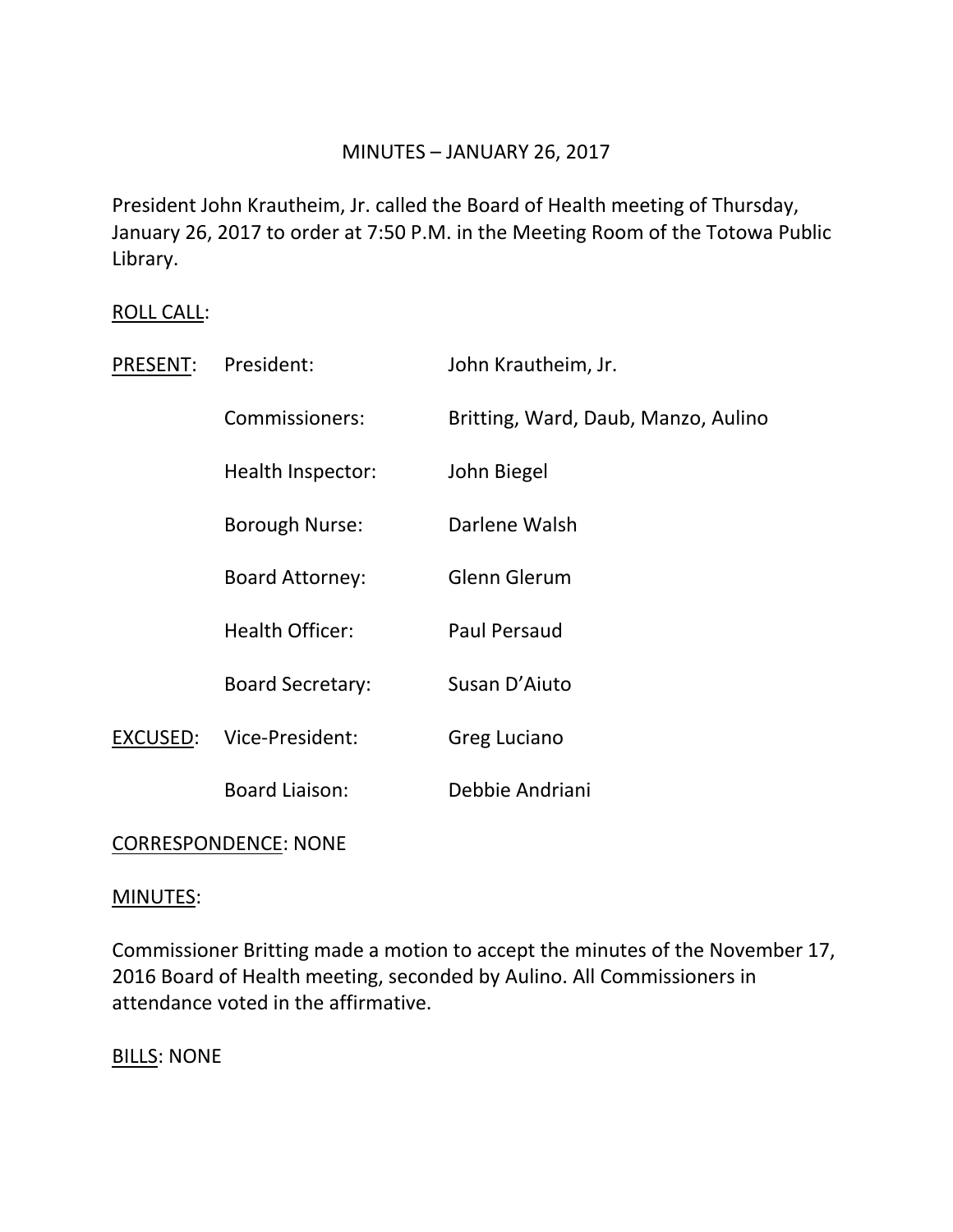MINUTES – JANUARY 26, 2017

President John Krautheim, Jr. called the Board of Health meeting of Thursday, January 26, 2017 to order at 7:50 P.M. in the Meeting Room of the Totowa Public Library.

<u>ROLL CALL</u>:

| | | |
|---|---|---|
| <u>PRESENT</u>: | President: | John Krautheim, Jr. |
| | Commissioners: | Britting, Ward, Daub, Manzo, Aulino |
| | Health Inspector: | John Biegel |
| | Borough Nurse: | Darlene Walsh |
| | Board Attorney: | Glenn Glerum |
| | Health Officer: | Paul Persaud |
| | Board Secretary: | Susan D'Aiuto |
| <u>EXCUSED</u>: | Vice-President: | Greg Luciano |
| | Board Liaison: | Debbie Andriani |

<u>CORRESPONDENCE</u>: NONE

<u>MINUTES</u>:

Commissioner Britting made a motion to accept the minutes of the November 17, 2016 Board of Health meeting, seconded by Aulino. All Commissioners in attendance voted in the affirmative.

<u>BILLS</u>: NONE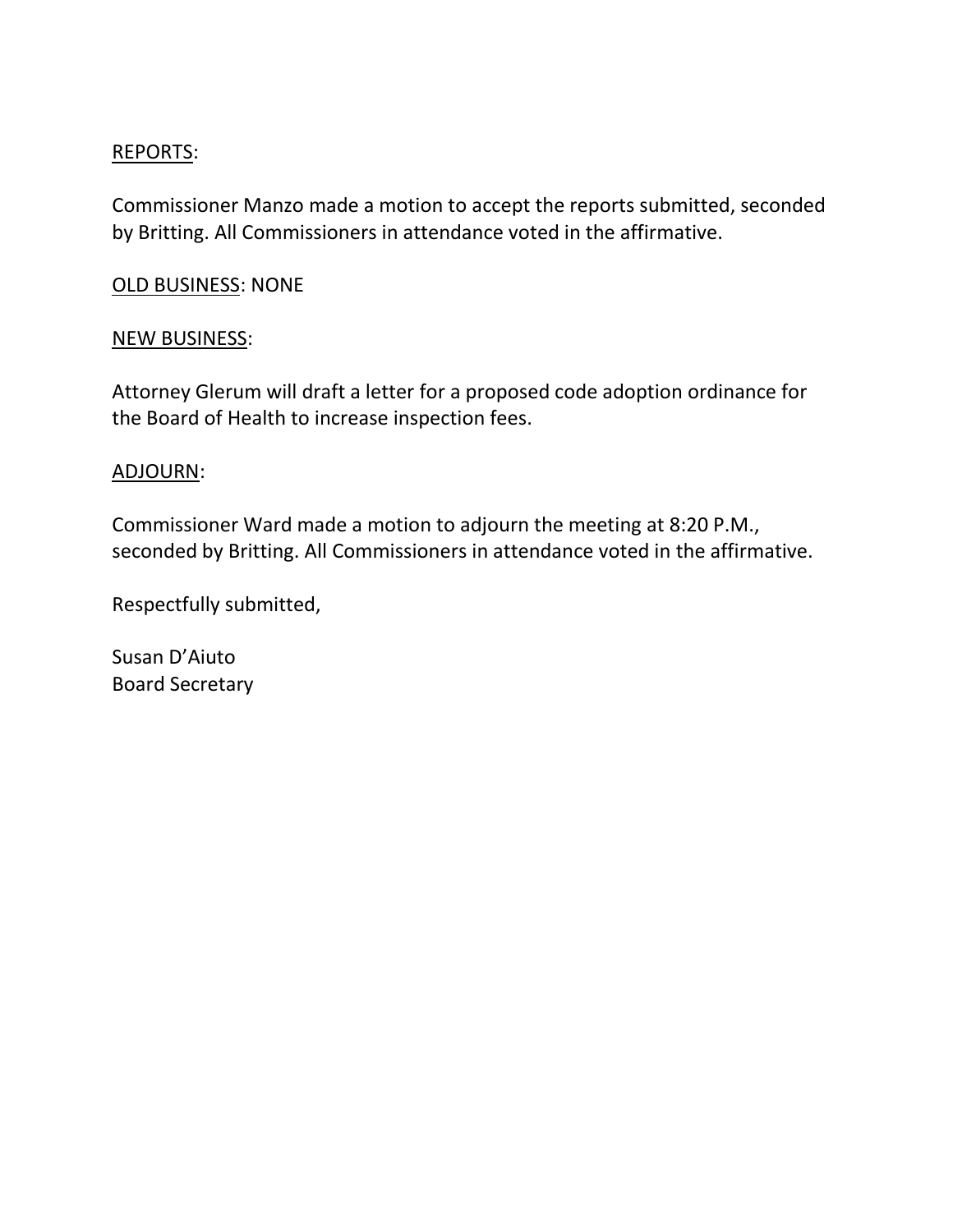<u>REPORTS</u>:

Commissioner Manzo made a motion to accept the reports submitted, seconded by Britting. All Commissioners in attendance voted in the affirmative.

<u>OLD BUSINESS</u>: NONE

<u>NEW BUSINESS</u>:

Attorney Glerum will draft a letter for a proposed code adoption ordinance for the Board of Health to increase inspection fees.

<u>ADJOURN</u>:

Commissioner Ward made a motion to adjourn the meeting at 8:20 P.M., seconded by Britting. All Commissioners in attendance voted in the affirmative.

Respectfully submitted,

Susan D'Aiuto
Board Secretary